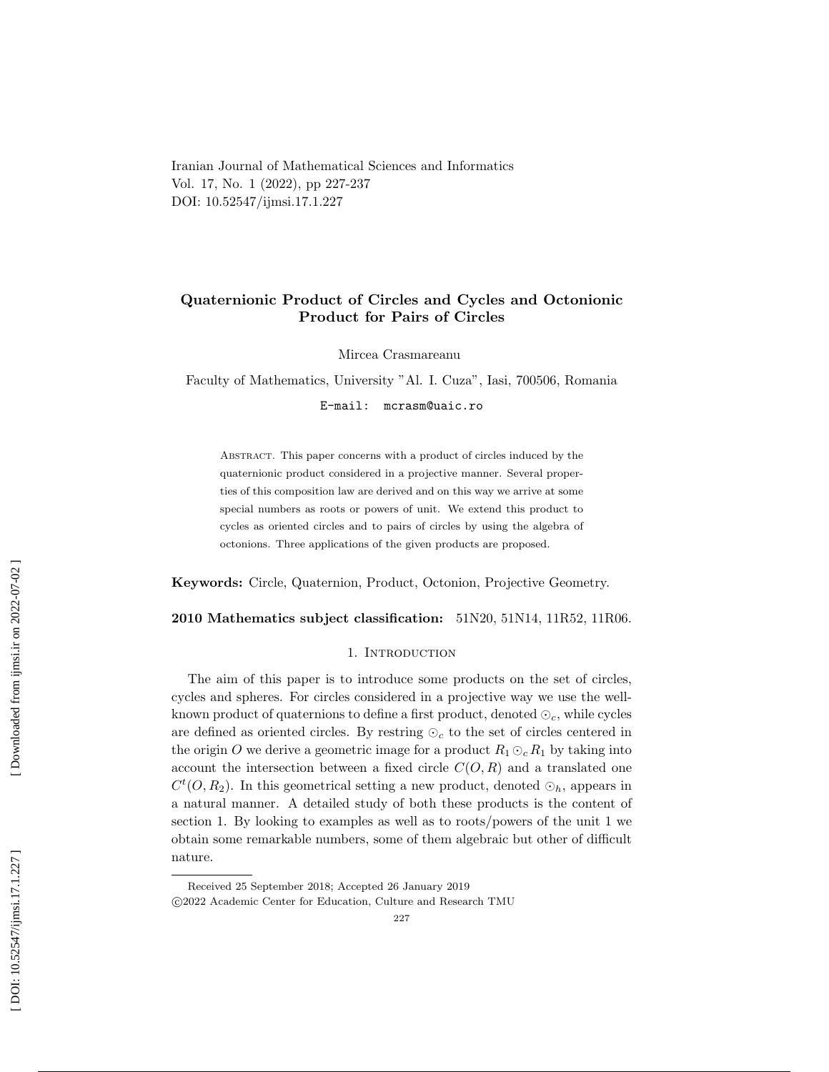# Quaternionic Product of Circles and Cycles and Octonionic Product for Pairs of Circles

Mircea Crasmareanu

Faculty of Mathematics, University "Al. I. Cuza", Iasi, 700506, Romania

E-mail: mcrasm@uaic.ro

Abstract. This paper concerns with a product of circles induced by the quaternionic product considered in a projective manner. Several properties of this composition law are derived and on this way we arrive at some special numbers as roots or powers of unit. We extend this product to cycles as oriented circles and to pairs of circles by using the algebra of octonions. Three applications of the given products are proposed.

**Keywords:** Circle, Quaternion, Product, Octonion, Projective Geometry.

**2010 Mathematics subject classification:** 51N20, 51N14, 11R52, 11R06.

## 1. Introduction

The aim of this paper is to introduce some products on the set of circles, cycles and spheres. For circles considered in a projective way we use the well-known product of quaternions to define a first product, denoted $\odot_c$, while cycles are defined as oriented circles. By restring $\odot_c$ to the set of circles centered in the origin $O$ we derive a geometric image for a product $R_1 \odot_c R_1$ by taking into account the intersection between a fixed circle $C(O, R)$ and a translated one $C^t(O, R_2)$. In this geometrical setting a new product, denoted $\odot_h$, appears in a natural manner. A detailed study of both these products is the content of section 1. By looking to examples as well as to roots/powers of the unit 1 we obtain some remarkable numbers, some of them algebraic but other of difficult nature.

Received 25 September 2018; Accepted 26 January 2019

©2022 Academic Center for Education, Culture and Research TMU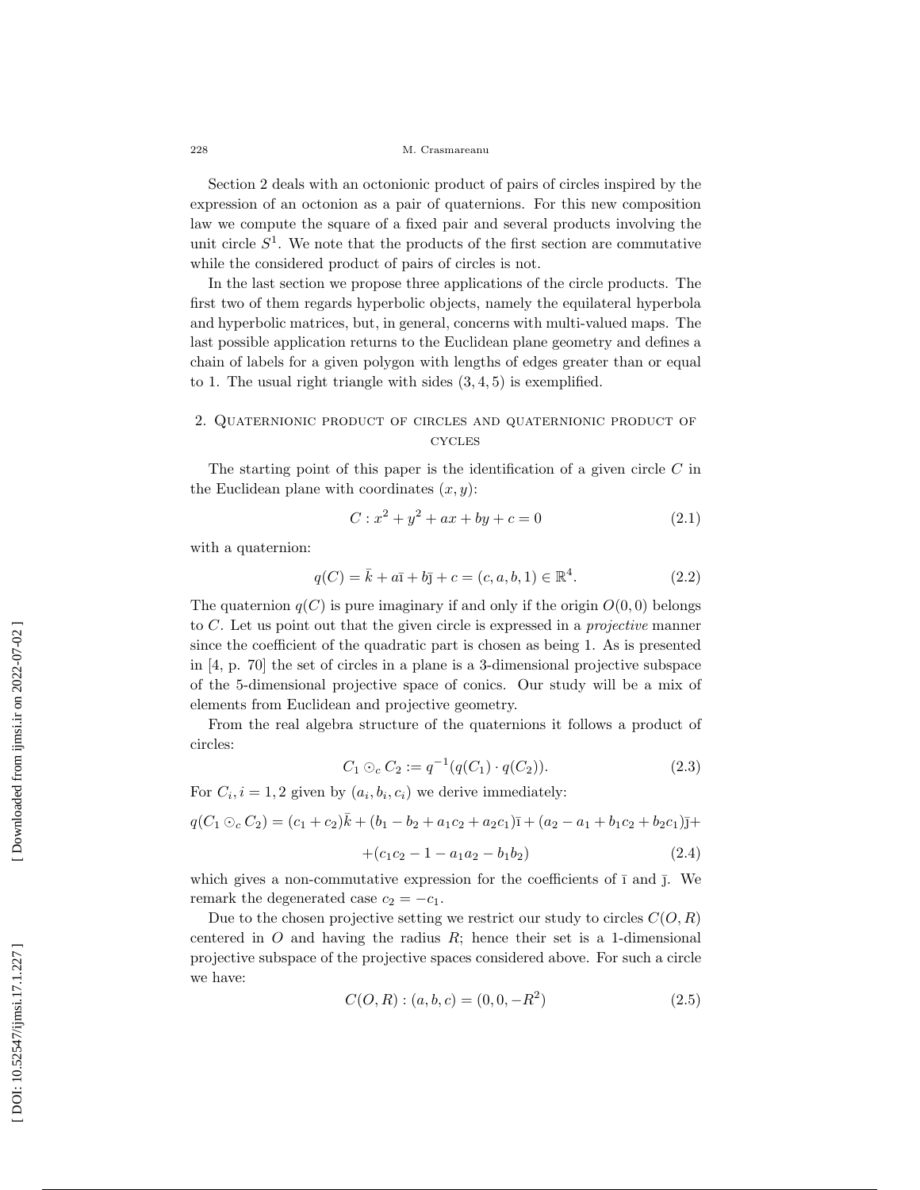Section 2 deals with an octonionic product of pairs of circles inspired by the expression of an octonion as a pair of quaternions. For this new composition law we compute the square of a fixed pair and several products involving the unit circle $S^1$. We note that the products of the first section are commutative while the considered product of pairs of circles is not.

In the last section we propose three applications of the circle products. The first two of them regards hyperbolic objects, namely the equilateral hyperbola and hyperbolic matrices, but, in general, concerns with multi-valued maps. The last possible application returns to the Euclidean plane geometry and defines a chain of labels for a given polygon with lengths of edges greater than or equal to 1. The usual right triangle with sides $(3, 4, 5)$ is exemplified.

## 2. Quaternionic product of circles and quaternionic product of cycles

The starting point of this paper is the identification of a given circle $C$ in the Euclidean plane with coordinates $(x, y)$:

$$C : x^2 + y^2 + ax + by + c = 0 \tag{2.1}$$

with a quaternion:

$$q(C) = \bar{k} + a\bar{\imath} + b\bar{\jmath} + c = (c, a, b, 1) \in \mathbb{R}^4. \tag{2.2}$$

The quaternion $q(C)$ is pure imaginary if and only if the origin $O(0, 0)$ belongs to $C$. Let us point out that the given circle is expressed in a *projective* manner since the coefficient of the quadratic part is chosen as being 1. As is presented in [4, p. 70] the set of circles in a plane is a 3-dimensional projective subspace of the 5-dimensional projective space of conics. Our study will be a mix of elements from Euclidean and projective geometry.

From the real algebra structure of the quaternions it follows a product of circles:

$$C_1 \odot_c C_2 := q^{-1}(q(C_1) \cdot q(C_2)). \tag{2.3}$$

For $C_i, i = 1, 2$ given by $(a_i, b_i, c_i)$ we derive immediately:

$$q(C_1 \odot_c C_2) = (c_1 + c_2)\bar{k} + (b_1 - b_2 + a_1c_2 + a_2c_1)\bar{\imath} + (a_2 - a_1 + b_1c_2 + b_2c_1)\bar{\jmath} +$$

$$+ (c_1c_2 - 1 - a_1a_2 - b_1b_2) \tag{2.4}$$

which gives a non-commutative expression for the coefficients of $\bar{\imath}$ and $\bar{\jmath}$. We remark the degenerated case $c_2 = -c_1$.

Due to the chosen projective setting we restrict our study to circles $C(O, R)$ centered in $O$ and having the radius $R$; hence their set is a 1-dimensional projective subspace of the projective spaces considered above. For such a circle we have:

$$C(O, R) : (a, b, c) = (0, 0, -R^2) \tag{2.5}$$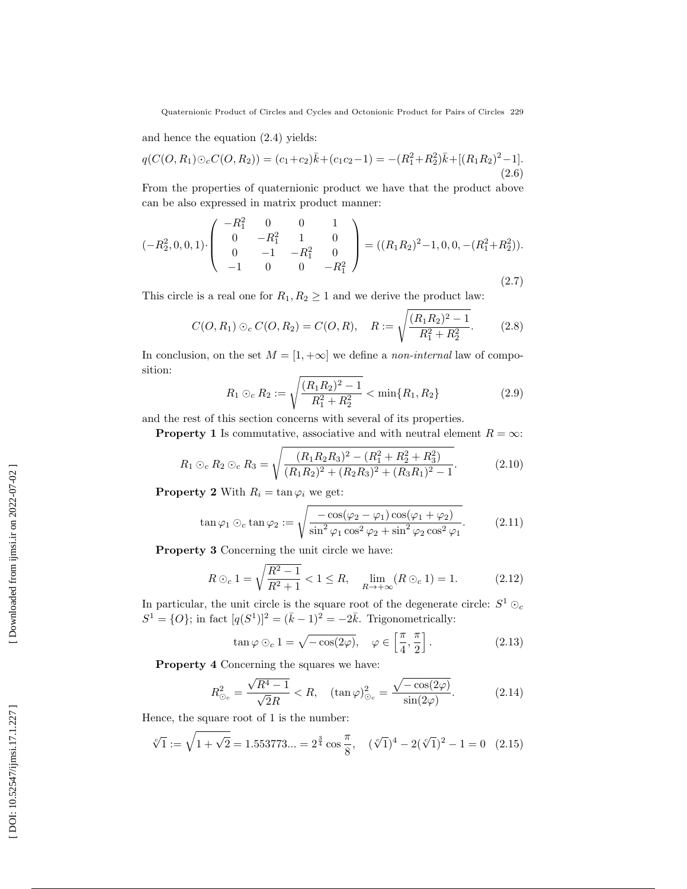and hence the equation (2.4) yields:

$$q(C(O,R_1)\odot_c C(O,R_2)) = (c_1+c_2)\bar{k}+(c_1c_2-1) = -(R_1^2+R_2^2)\bar{k}+[(R_1R_2)^2-1]. \tag{2.6}$$

From the properties of quaternionic product we have that the product above can be also expressed in matrix product manner:

$$(-R_2^2,0,0,1)\cdot\begin{pmatrix} -R_1^2 & 0 & 0 & 1 \\ 0 & -R_1^2 & 1 & 0 \\ 0 & -1 & -R_1^2 & 0 \\ -1 & 0 & 0 & -R_1^2 \end{pmatrix} = ((R_1R_2)^2-1,0,0,-(R_1^2+R_2^2)). \tag{2.7}$$

This circle is a real one for $R_1, R_2 \geq 1$ and we derive the product law:

$$C(O,R_1)\odot_c C(O,R_2) = C(O,R), \quad R := \sqrt{\frac{(R_1R_2)^2-1}{R_1^2+R_2^2}}. \tag{2.8}$$

In conclusion, on the set $M = [1,+\infty]$ we define a *non-internal* law of composition:

$$R_1 \odot_c R_2 := \sqrt{\frac{(R_1R_2)^2-1}{R_1^2+R_2^2}} < \min\{R_1,R_2\} \tag{2.9}$$

and the rest of this section concerns with several of its properties.

**Property 1** Is commutative, associative and with neutral element $R = \infty$:

$$R_1 \odot_c R_2 \odot_c R_3 = \sqrt{\frac{(R_1R_2R_3)^2-(R_1^2+R_2^2+R_3^2)}{(R_1R_2)^2+(R_2R_3)^2+(R_3R_1)^2-1}}. \tag{2.10}$$

**Property 2** With $R_i = \tan\varphi_i$ we get:

$$\tan\varphi_1 \odot_c \tan\varphi_2 := \sqrt{\frac{-\cos(\varphi_2-\varphi_1)\cos(\varphi_1+\varphi_2)}{\sin^2\varphi_1\cos^2\varphi_2+\sin^2\varphi_2\cos^2\varphi_1}}. \tag{2.11}$$

**Property 3** Concerning the unit circle we have:

$$R\odot_c 1 = \sqrt{\frac{R^2-1}{R^2+1}} < 1 \leq R, \quad \lim_{R\to+\infty}(R\odot_c 1) = 1. \tag{2.12}$$

In particular, the unit circle is the square root of the degenerate circle: $S^1 \odot_c S^1 = \{O\}$; in fact $[q(S^1)]^2 = (\bar{k}-1)^2 = -2\bar{k}$. Trigonometrically:

$$\tan\varphi\odot_c 1 = \sqrt{-\cos(2\varphi)}, \quad \varphi \in \left[\frac{\pi}{4},\frac{\pi}{2}\right]. \tag{2.13}$$

**Property 4** Concerning the squares we have:

$$R^2_{\odot_c} = \frac{\sqrt{R^4-1}}{\sqrt{2}R} < R, \quad (\tan\varphi)^2_{\odot_c} = \frac{\sqrt{-\cos(2\varphi)}}{\sin(2\varphi)}. \tag{2.14}$$

Hence, the square root of 1 is the number:

$$\sqrt[c]{1} := \sqrt{1+\sqrt{2}} = 1.553773... = 2^{\frac{3}{4}}\cos\frac{\pi}{8}, \quad (\sqrt[c]{1})^4 - 2(\sqrt[c]{1})^2 - 1 = 0 \tag{2.15}$$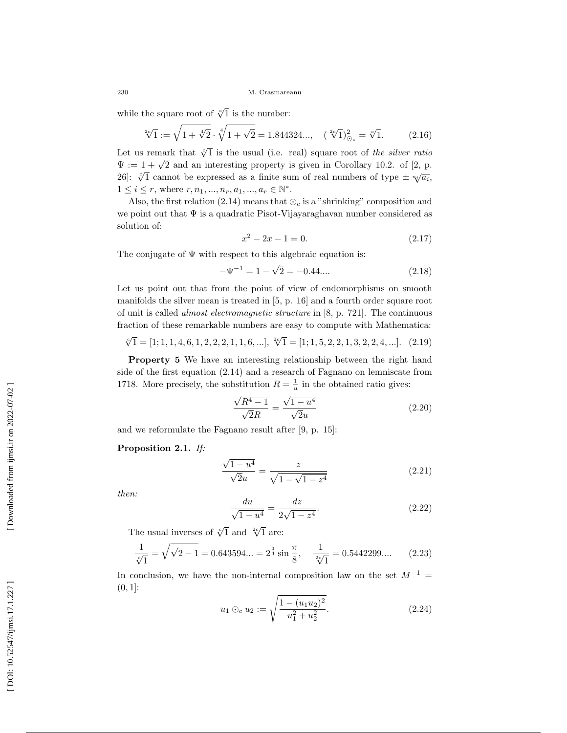while the square root of $\sqrt[c]{1}$ is the number:

$$\sqrt[2c]{1} := \sqrt{1+\sqrt[4]{2}} \cdot \sqrt[4]{1+\sqrt{2}} = 1.844324..., \quad (\sqrt[2c]{1})^2_{\odot_c} = \sqrt[c]{1}. \tag{2.16}$$

Let us remark that $\sqrt[c]{1}$ is the usual (i.e. real) square root of *the silver ratio* $\Psi := 1+\sqrt{2}$ and an interesting property is given in Corollary 10.2. of [2, p. 26]: $\sqrt[c]{1}$ cannot be expressed as a finite sum of real numbers of type $\pm \sqrt[n_i]{a_i}$, $1 \leq i \leq r$, where $r, n_1, ..., n_r, a_1, ..., a_r \in \mathbb{N}^*$.

Also, the first relation (2.14) means that $\odot_c$ is a "shrinking" composition and we point out that $\Psi$ is a quadratic Pisot-Vijayaraghavan number considered as solution of:

$$x^2 - 2x - 1 = 0. \tag{2.17}$$

The conjugate of $\Psi$ with respect to this algebraic equation is:

$$-\Psi^{-1} = 1 - \sqrt{2} = -0.44.... \tag{2.18}$$

Let us point out that from the point of view of endomorphisms on smooth manifolds the silver mean is treated in [5, p. 16] and a fourth order square root of unit is called *almost electromagnetic structure* in [8, p. 721]. The continuous fraction of these remarkable numbers are easy to compute with Mathematica:

$$\sqrt[c]{1} = [1; 1, 1, 4, 6, 1, 2, 2, 2, 1, 1, 6, ...], \ \sqrt[2c]{1} = [1; 1, 5, 2, 2, 1, 3, 2, 2, 4, ...]. \tag{2.19}$$

**Property 5** We have an interesting relationship between the right hand side of the first equation (2.14) and a research of Fagnano on lemniscate from 1718. More precisely, the substitution $R = \frac{1}{u}$ in the obtained ratio gives:

$$\frac{\sqrt{R^4-1}}{\sqrt{2}R} = \frac{\sqrt{1-u^4}}{\sqrt{2}u} \tag{2.20}$$

and we reformulate the Fagnano result after [9, p. 15]:

**Proposition 2.1.** *If:*

$$\frac{\sqrt{1-u^4}}{\sqrt{2}u} = \frac{z}{\sqrt{1-\sqrt{1-z^4}}} \tag{2.21}$$

*then:*

$$\frac{du}{\sqrt{1-u^4}} = \frac{dz}{2\sqrt{1-z^4}}. \tag{2.22}$$

The usual inverses of $\sqrt[c]{1}$ and $\sqrt[2c]{1}$ are:

$$\frac{1}{\sqrt[c]{1}} = \sqrt{\sqrt{2}-1} = 0.643594... = 2^{\frac{3}{4}} \sin\frac{\pi}{8}, \quad \frac{1}{\sqrt[2c]{1}} = 0.5442299.... \tag{2.23}$$

In conclusion, we have the non-internal composition law on the set $M^{-1} = (0, 1]$:

$$u_1 \odot_c u_2 := \sqrt{\frac{1-(u_1u_2)^2}{u_1^2+u_2^2}}. \tag{2.24}$$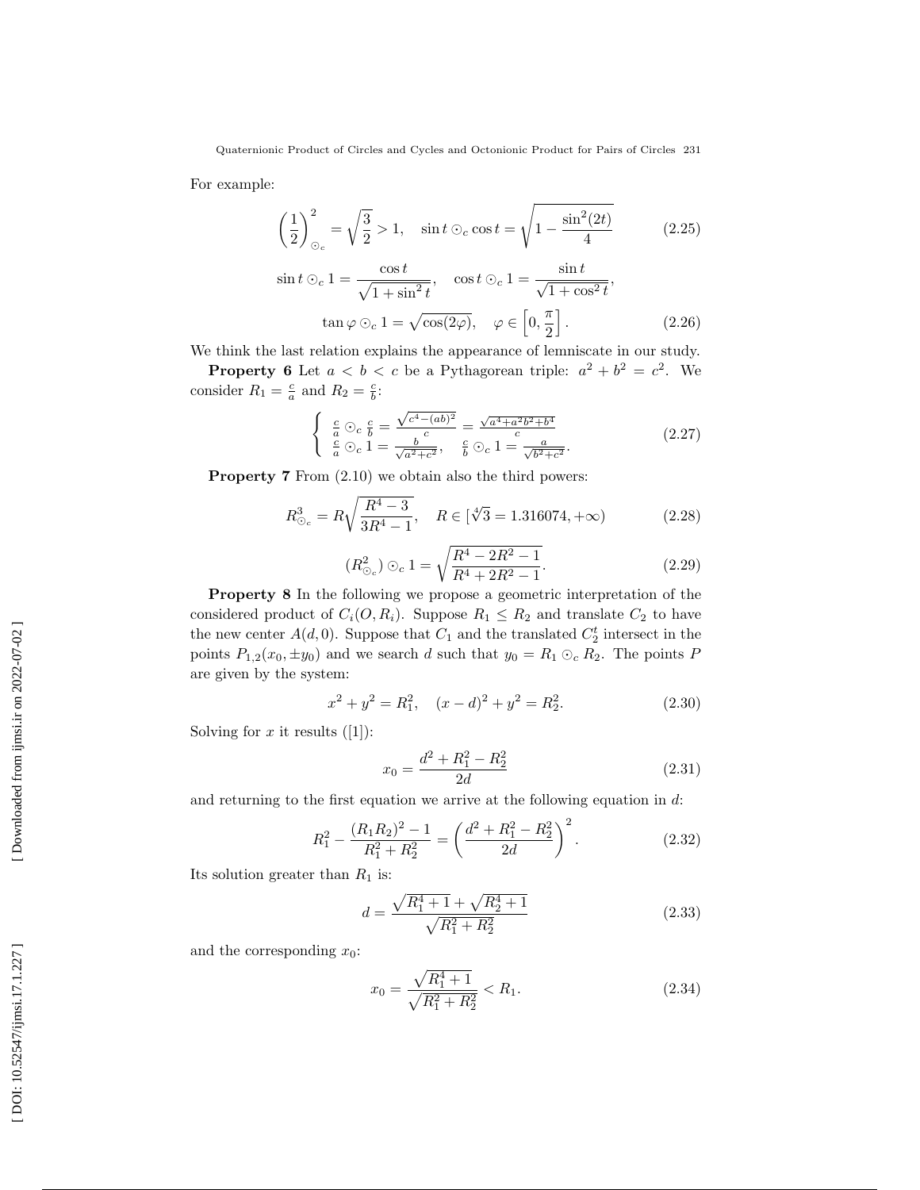For example:

$$\left(\frac{1}{2}\right)^2_{\odot_c} = \sqrt{\frac{3}{2}} > 1, \quad \sin t \odot_c \cos t = \sqrt{1 - \frac{\sin^2(2t)}{4}} \tag{2.25}$$

$$\sin t \odot_c 1 = \frac{\cos t}{\sqrt{1+\sin^2 t}}, \quad \cos t \odot_c 1 = \frac{\sin t}{\sqrt{1+\cos^2 t}},$$

$$\tan \varphi \odot_c 1 = \sqrt{\cos(2\varphi)}, \quad \varphi \in \left[0, \frac{\pi}{2}\right]. \tag{2.26}$$

We think the last relation explains the appearance of lemniscate in our study.

**Property 6** Let $a < b < c$ be a Pythagorean triple: $a^2 + b^2 = c^2$. We consider $R_1 = \frac{c}{a}$ and $R_2 = \frac{c}{b}$:

$$\begin{cases} \frac{c}{a} \odot_c \frac{c}{b} = \frac{\sqrt{c^4 - (ab)^2}}{c} = \frac{\sqrt{a^4 + a^2b^2 + b^4}}{c} \\ \frac{c}{a} \odot_c 1 = \frac{b}{\sqrt{a^2+c^2}}, \quad \frac{c}{b} \odot_c 1 = \frac{a}{\sqrt{b^2+c^2}}. \end{cases} \tag{2.27}$$

**Property 7** From (2.10) we obtain also the third powers:

$$R^3_{\odot_c} = R\sqrt{\frac{R^4 - 3}{3R^4 - 1}}, \quad R \in [\sqrt[4]{3} = 1.316074, +\infty) \tag{2.28}$$

$$(R^2_{\odot_c}) \odot_c 1 = \sqrt{\frac{R^4 - 2R^2 - 1}{R^4 + 2R^2 - 1}}. \tag{2.29}$$

**Property 8** In the following we propose a geometric interpretation of the considered product of $C_i(O, R_i)$. Suppose $R_1 \le R_2$ and translate $C_2$ to have the new center $A(d, 0)$. Suppose that $C_1$ and the translated $C_2^t$ intersect in the points $P_{1,2}(x_0, \pm y_0)$ and we search $d$ such that $y_0 = R_1 \odot_c R_2$. The points $P$ are given by the system:

$$x^2 + y^2 = R_1^2, \quad (x-d)^2 + y^2 = R_2^2. \tag{2.30}$$

Solving for $x$ it results ([1]):

$$x_0 = \frac{d^2 + R_1^2 - R_2^2}{2d} \tag{2.31}$$

and returning to the first equation we arrive at the following equation in $d$:

$$R_1^2 - \frac{(R_1R_2)^2 - 1}{R_1^2 + R_2^2} = \left(\frac{d^2 + R_1^2 - R_2^2}{2d}\right)^2. \tag{2.32}$$

Its solution greater than $R_1$ is:

$$d = \frac{\sqrt{R_1^4 + 1} + \sqrt{R_2^4 + 1}}{\sqrt{R_1^2 + R_2^2}} \tag{2.33}$$

and the corresponding $x_0$:

$$x_0 = \frac{\sqrt{R_1^4 + 1}}{\sqrt{R_1^2 + R_2^2}} < R_1. \tag{2.34}$$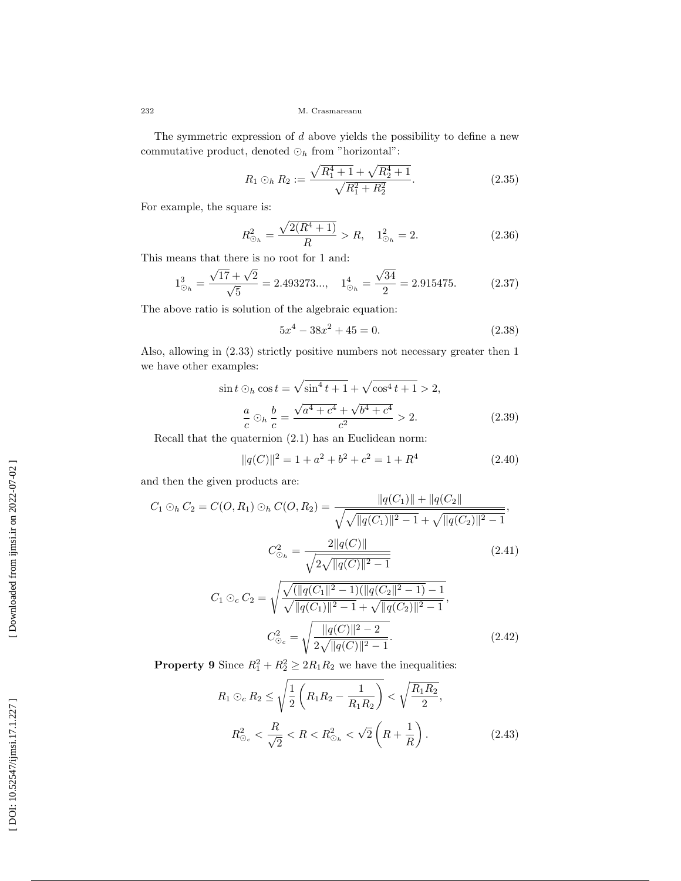The symmetric expression of $d$ above yields the possibility to define a new commutative product, denoted $\odot_h$ from "horizontal":

$$R_1 \odot_h R_2 := \frac{\sqrt{R_1^4+1}+\sqrt{R_2^4+1}}{\sqrt{R_1^2+R_2^2}}. \tag{2.35}$$

For example, the square is:

$$R^2_{\odot_h} = \frac{\sqrt{2(R^4+1)}}{R} > R, \quad 1^2_{\odot_h} = 2. \tag{2.36}$$

This means that there is no root for 1 and:

$$1^3_{\odot_h} = \frac{\sqrt{17}+\sqrt{2}}{\sqrt{5}} = 2.493273..., \quad 1^4_{\odot_h} = \frac{\sqrt{34}}{2} = 2.915475. \tag{2.37}$$

The above ratio is solution of the algebraic equation:

$$5x^4 - 38x^2 + 45 = 0. \tag{2.38}$$

Also, allowing in (2.33) strictly positive numbers not necessary greater then 1 we have other examples:

$$\sin t \odot_h \cos t = \sqrt{\sin^4 t + 1} + \sqrt{\cos^4 t + 1} > 2,$$

$$\frac{a}{c} \odot_h \frac{b}{c} = \frac{\sqrt{a^4+c^4}+\sqrt{b^4+c^4}}{c^2} > 2. \tag{2.39}$$

Recall that the quaternion (2.1) has an Euclidean norm:

$$\|q(C)\|^2 = 1 + a^2 + b^2 + c^2 = 1 + R^4 \tag{2.40}$$

and then the given products are:

$$C_1 \odot_h C_2 = C(O,R_1) \odot_h C(O,R_2) = \frac{\|q(C_1)\| + \|q(C_2\|}{\sqrt{\sqrt{\|q(C_1)\|^2-1}+\sqrt{\|q(C_2)\|^2-1}}},$$

$$C^2_{\odot_h} = \frac{2\|q(C)\|}{\sqrt{2\sqrt{\|q(C)\|^2-1}}} \tag{2.41}$$

$$C_1 \odot_c C_2 = \sqrt{\frac{\sqrt{(\|q(C_1\|^2-1)(\|q(C_2\|^2-1)}-1}{\sqrt{\|q(C_1)\|^2-1}+\sqrt{\|q(C_2)\|^2-1}}},$$

$$C^2_{\odot_c} = \sqrt{\frac{\|q(C)\|^2-2}{2\sqrt{\|q(C)\|^2-1}}}. \tag{2.42}$$

**Property 9** Since $R_1^2 + R_2^2 \geq 2R_1R_2$ we have the inequalities:

$$R_1 \odot_c R_2 \leq \sqrt{\frac{1}{2}\left(R_1R_2 - \frac{1}{R_1R_2}\right)} < \sqrt{\frac{R_1R_2}{2}},$$

$$R^2_{\odot_c} < \frac{R}{\sqrt{2}} < R < R^2_{\odot_h} < \sqrt{2}\left(R + \frac{1}{R}\right). \tag{2.43}$$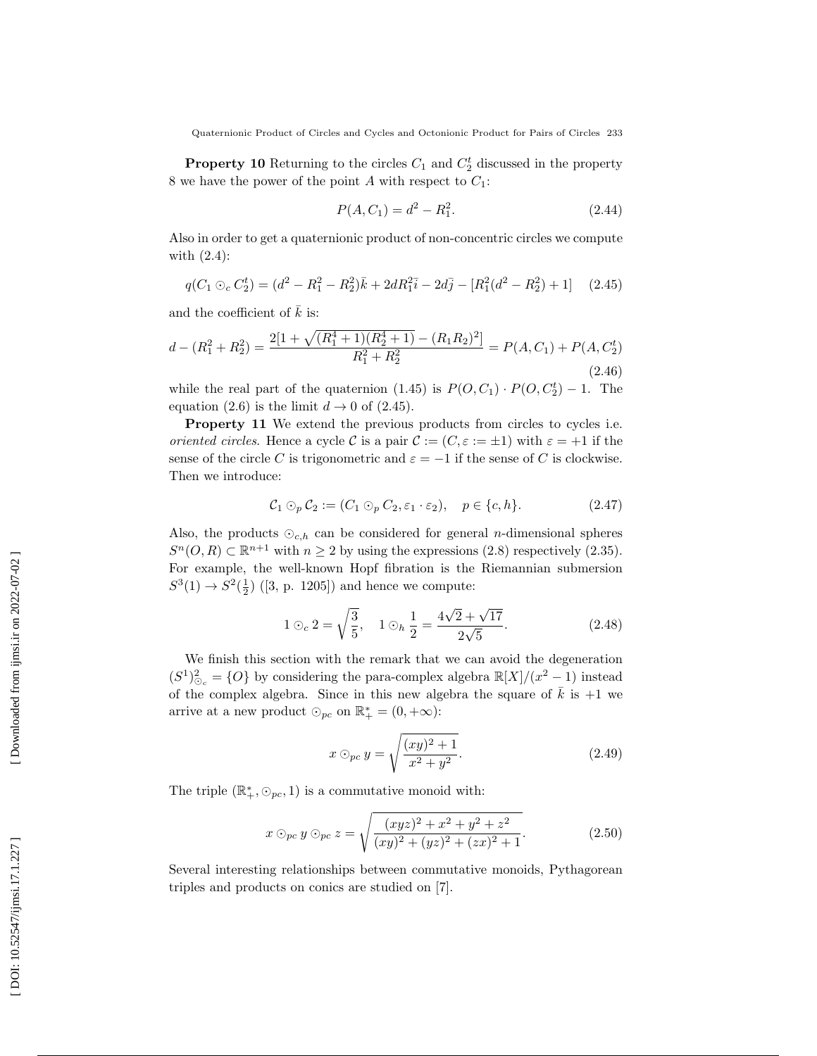**Property 10** Returning to the circles $C_1$ and $C_2^t$ discussed in the property 8 we have the power of the point $A$ with respect to $C_1$:

$$P(A, C_1) = d^2 - R_1^2. \tag{2.44}$$

Also in order to get a quaternionic product of non-concentric circles we compute with (2.4):

$$q(C_1 \odot_c C_2^t) = (d^2 - R_1^2 - R_2^2)\bar{k} + 2dR_1^2\bar{i} - 2d\bar{j} - [R_1^2(d^2 - R_2^2) + 1] \tag{2.45}$$

and the coefficient of $\bar{k}$ is:

$$d - (R_1^2 + R_2^2) = \frac{2[1 + \sqrt{(R_1^4 + 1)(R_2^4 + 1)} - (R_1 R_2)^2]}{R_1^2 + R_2^2} = P(A, C_1) + P(A, C_2^t) \tag{2.46}$$

while the real part of the quaternion (1.45) is $P(O, C_1) \cdot P(O, C_2^t) - 1$. The equation (2.6) is the limit $d \to 0$ of (2.45).

**Property 11** We extend the previous products from circles to cycles i.e. *oriented circles*. Hence a cycle $\mathcal{C}$ is a pair $\mathcal{C} := (C, \varepsilon := \pm 1)$ with $\varepsilon = +1$ if the sense of the circle $C$ is trigonometric and $\varepsilon = -1$ if the sense of $C$ is clockwise. Then we introduce:

$$\mathcal{C}_1 \odot_p \mathcal{C}_2 := (C_1 \odot_p C_2, \varepsilon_1 \cdot \varepsilon_2), \quad p \in \{c, h\}. \tag{2.47}$$

Also, the products $\odot_{c,h}$ can be considered for general $n$-dimensional spheres $S^n(O, R) \subset \mathbb{R}^{n+1}$ with $n \geq 2$ by using the expressions (2.8) respectively (2.35). For example, the well-known Hopf fibration is the Riemannian submersion $S^3(1) \to S^2(\frac{1}{2})$ ([3, p. 1205]) and hence we compute:

$$1 \odot_c 2 = \sqrt{\frac{3}{5}}, \quad 1 \odot_h \frac{1}{2} = \frac{4\sqrt{2} + \sqrt{17}}{2\sqrt{5}}. \tag{2.48}$$

We finish this section with the remark that we can avoid the degeneration $(S^1)^2_{\odot_c} = \{O\}$ by considering the para-complex algebra $\mathbb{R}[X]/(x^2 - 1)$ instead of the complex algebra. Since in this new algebra the square of $\bar{k}$ is $+1$ we arrive at a new product $\odot_{pc}$ on $\mathbb{R}_+^* = (0, +\infty)$:

$$x \odot_{pc} y = \sqrt{\frac{(xy)^2 + 1}{x^2 + y^2}}. \tag{2.49}$$

The triple $(\mathbb{R}_+^*, \odot_{pc}, 1)$ is a commutative monoid with:

$$x \odot_{pc} y \odot_{pc} z = \sqrt{\frac{(xyz)^2 + x^2 + y^2 + z^2}{(xy)^2 + (yz)^2 + (zx)^2 + 1}}. \tag{2.50}$$

Several interesting relationships between commutative monoids, Pythagorean triples and products on conics are studied on [7].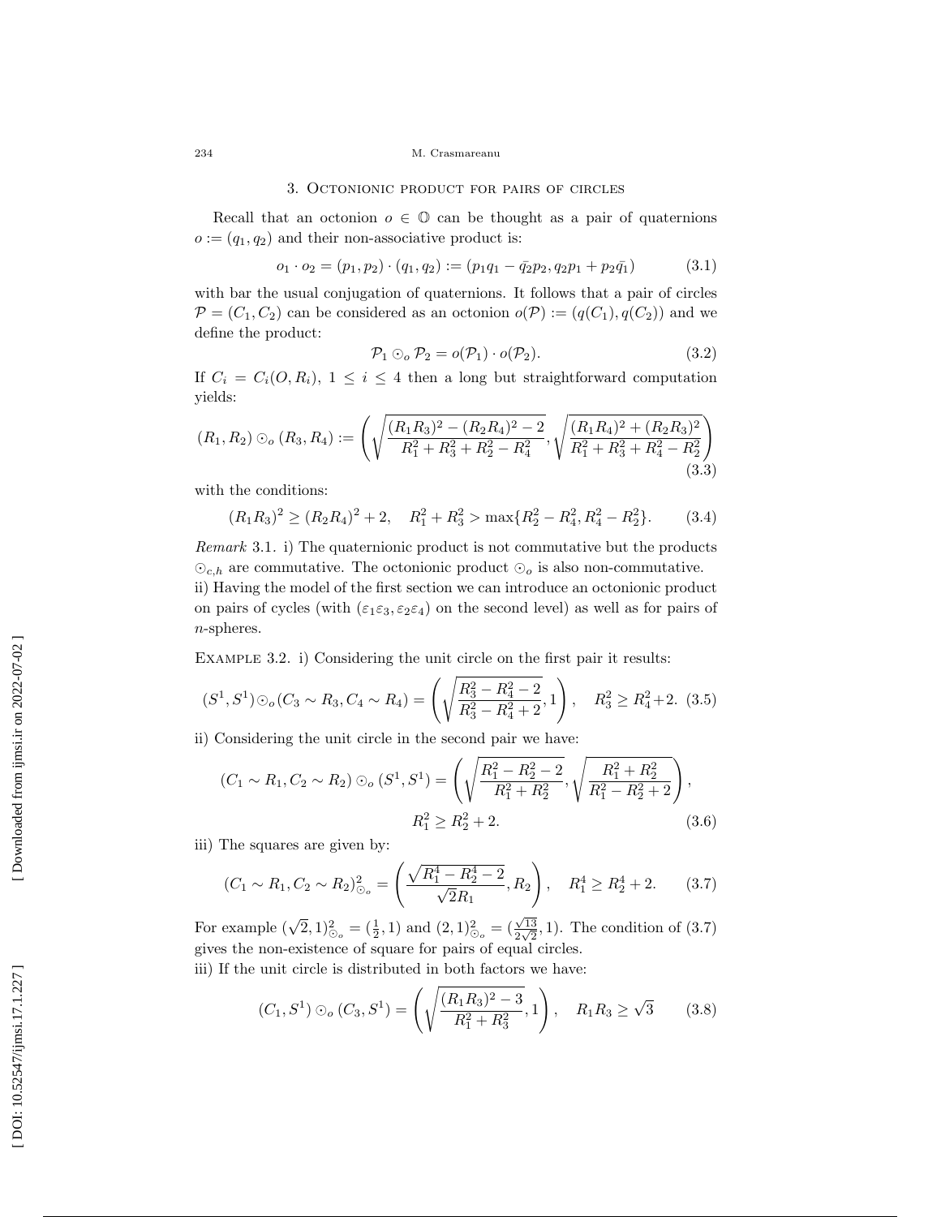## 3. Octonionic product for pairs of circles

Recall that an octonion $o \in \mathbb{O}$ can be thought as a pair of quaternions $o := (q_1, q_2)$ and their non-associative product is:

$$o_1 \cdot o_2 = (p_1, p_2) \cdot (q_1, q_2) := (p_1 q_1 - \bar{q}_2 p_2, q_2 p_1 + p_2 \bar{q}_1) \tag{3.1}$$

with bar the usual conjugation of quaternions. It follows that a pair of circles $\mathcal{P} = (C_1, C_2)$ can be considered as an octonion $o(\mathcal{P}) := (q(C_1), q(C_2))$ and we define the product:

$$\mathcal{P}_1 \odot_o \mathcal{P}_2 = o(\mathcal{P}_1) \cdot o(\mathcal{P}_2). \tag{3.2}$$

If $C_i = C_i(O, R_i)$, $1 \leq i \leq 4$ then a long but straightforward computation yields:

$$(R_1, R_2) \odot_o (R_3, R_4) := \left( \sqrt{\frac{(R_1 R_3)^2 - (R_2 R_4)^2 - 2}{R_1^2 + R_3^2 + R_2^2 - R_4^2}}, \sqrt{\frac{(R_1 R_4)^2 + (R_2 R_3)^2}{R_1^2 + R_3^2 + R_4^2 - R_2^2}} \right) \tag{3.3}$$

with the conditions:

$$(R_1 R_3)^2 \geq (R_2 R_4)^2 + 2, \quad R_1^2 + R_3^2 > \max\{R_2^2 - R_4^2, R_4^2 - R_2^2\}. \tag{3.4}$$

*Remark* 3.1. i) The quaternionic product is not commutative but the products $\odot_{c,h}$ are commutative. The octonionic product $\odot_o$ is also non-commutative.
ii) Having the model of the first section we can introduce an octonionic product on pairs of cycles (with $(\varepsilon_1 \varepsilon_3, \varepsilon_2 \varepsilon_4)$ on the second level) as well as for pairs of $n$-spheres.

Example 3.2. i) Considering the unit circle on the first pair it results:

$$(S^1, S^1) \odot_o (C_3 \sim R_3, C_4 \sim R_4) = \left( \sqrt{\frac{R_3^2 - R_4^2 - 2}{R_3^2 - R_4^2 + 2}}, 1 \right), \quad R_3^2 \geq R_4^2 + 2. \tag{3.5}$$

ii) Considering the unit circle in the second pair we have:

$$(C_1 \sim R_1, C_2 \sim R_2) \odot_o (S^1, S^1) = \left( \sqrt{\frac{R_1^2 - R_2^2 - 2}{R_1^2 + R_2^2}}, \sqrt{\frac{R_1^2 + R_2^2}{R_1^2 - R_2^2 + 2}} \right),$$
$$R_1^2 \geq R_2^2 + 2. \tag{3.6}$$

iii) The squares are given by:

$$(C_1 \sim R_1, C_2 \sim R_2)^2_{\odot_o} = \left( \frac{\sqrt{R_1^4 - R_2^4 - 2}}{\sqrt{2} R_1}, R_2 \right), \quad R_1^4 \geq R_2^4 + 2. \tag{3.7}$$

For example $(\sqrt{2}, 1)^2_{\odot_o} = (\frac{1}{2}, 1)$ and $(2, 1)^2_{\odot_o} = (\frac{\sqrt{13}}{2\sqrt{2}}, 1)$. The condition of (3.7) gives the non-existence of square for pairs of equal circles.
iii) If the unit circle is distributed in both factors we have:

$$(C_1, S^1) \odot_o (C_3, S^1) = \left( \sqrt{\frac{(R_1 R_3)^2 - 3}{R_1^2 + R_3^2}}, 1 \right), \quad R_1 R_3 \geq \sqrt{3} \tag{3.8}$$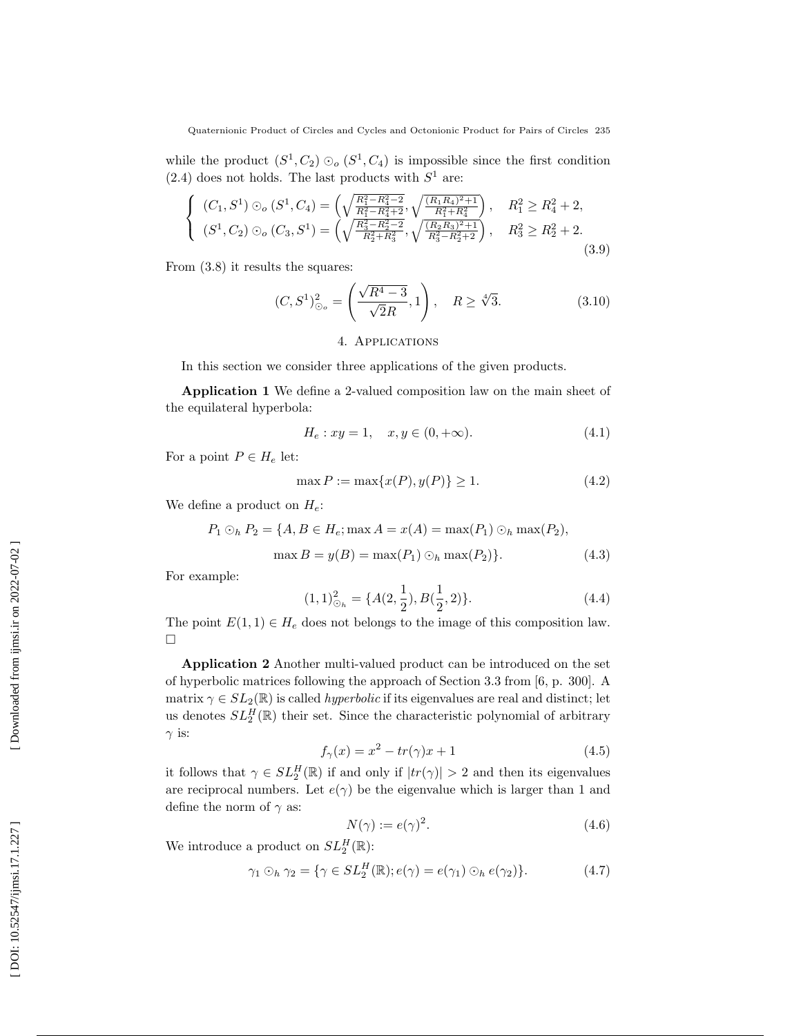while the product $(S^1, C_2) \odot_o (S^1, C_4)$ is impossible since the first condition (2.4) does not holds. The last products with $S^1$ are:

$$\begin{cases} (C_1, S^1) \odot_o (S^1, C_4) = \left(\sqrt{\frac{R_1^2 - R_4^2 - 2}{R_1^2 - R_4^2 + 2}}, \sqrt{\frac{(R_1 R_4)^2 + 1}{R_1^2 + R_4^2}}\right), & R_1^2 \geq R_4^2 + 2, \\ (S^1, C_2) \odot_o (C_3, S^1) = \left(\sqrt{\frac{R_3^2 - R_2^2 - 2}{R_2^2 + R_3^2}}, \sqrt{\frac{(R_2 R_3)^2 + 1}{R_3^2 - R_2^2 + 2}}\right), & R_3^2 \geq R_2^2 + 2. \end{cases} \tag{3.9}$$

From (3.8) it results the squares:

$$(C, S^1)^2_{\odot_o} = \left(\frac{\sqrt{R^4 - 3}}{\sqrt{2}R}, 1\right), \quad R \geq \sqrt[4]{3}. \tag{3.10}$$

## 4. Applications

In this section we consider three applications of the given products.

**Application 1** We define a 2-valued composition law on the main sheet of the equilateral hyperbola:

$$H_e : xy = 1, \quad x, y \in (0, +\infty). \tag{4.1}$$

For a point $P \in H_e$ let:

$$\max P := \max\{x(P), y(P)\} \geq 1. \tag{4.2}$$

We define a product on $H_e$:

$$P_1 \odot_h P_2 = \{A, B \in H_e; \max A = x(A) = \max(P_1) \odot_h \max(P_2),$$
$$\max B = y(B) = \max(P_1) \odot_h \max(P_2)\}. \tag{4.3}$$

For example:

$$(1, 1)^2_{\odot_h} = \{A(2, \frac{1}{2}), B(\frac{1}{2}, 2)\}. \tag{4.4}$$

The point $E(1, 1) \in H_e$ does not belongs to the image of this composition law. □

**Application 2** Another multi-valued product can be introduced on the set of hyperbolic matrices following the approach of Section 3.3 from [6, p. 300]. A matrix $\gamma \in SL_2(\mathbb{R})$ is called *hyperbolic* if its eigenvalues are real and distinct; let us denotes $SL_2^H(\mathbb{R})$ their set. Since the characteristic polynomial of arbitrary $\gamma$ is:

$$f_\gamma(x) = x^2 - tr(\gamma)x + 1 \tag{4.5}$$

it follows that $\gamma \in SL_2^H(\mathbb{R})$ if and only if $|tr(\gamma)| > 2$ and then its eigenvalues are reciprocal numbers. Let $e(\gamma)$ be the eigenvalue which is larger than 1 and define the norm of $\gamma$ as:

$$N(\gamma) := e(\gamma)^2. \tag{4.6}$$

We introduce a product on $SL_2^H(\mathbb{R})$:

$$\gamma_1 \odot_h \gamma_2 = \{\gamma \in SL_2^H(\mathbb{R}); e(\gamma) = e(\gamma_1) \odot_h e(\gamma_2)\}. \tag{4.7}$$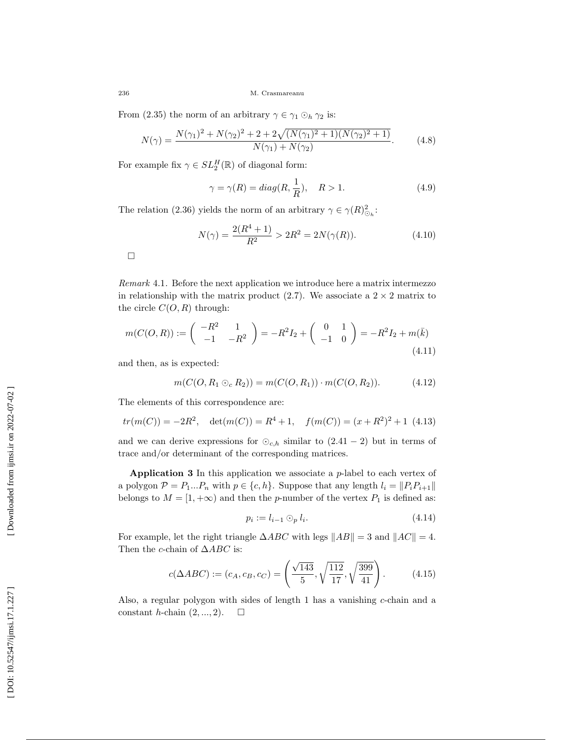From (2.35) the norm of an arbitrary $\gamma \in \gamma_1 \odot_h \gamma_2$ is:

$$N(\gamma) = \frac{N(\gamma_1)^2 + N(\gamma_2)^2 + 2 + 2\sqrt{(N(\gamma_1)^2+1)(N(\gamma_2)^2+1)}}{N(\gamma_1) + N(\gamma_2)}. \tag{4.8}$$

For example fix $\gamma \in SL_2^H(\mathbb{R})$ of diagonal form:

$$\gamma = \gamma(R) = diag(R, \frac{1}{R}), \quad R > 1. \tag{4.9}$$

The relation (2.36) yields the norm of an arbitrary $\gamma \in \gamma(R)^2_{\odot_h}$:

$$N(\gamma) = \frac{2(R^4+1)}{R^2} > 2R^2 = 2N(\gamma(R)). \tag{4.10}$$

□

*Remark* 4.1. Before the next application we introduce here a matrix intermezzo in relationship with the matrix product (2.7). We associate a $2 \times 2$ matrix to the circle $C(O, R)$ through:

$$m(C(O,R)) := \begin{pmatrix} -R^2 & 1 \\ -1 & -R^2 \end{pmatrix} = -R^2 I_2 + \begin{pmatrix} 0 & 1 \\ -1 & 0 \end{pmatrix} = -R^2 I_2 + m(\bar{k}) \tag{4.11}$$

and then, as is expected:

$$m(C(O, R_1 \odot_c R_2)) = m(C(O,R_1)) \cdot m(C(O,R_2)). \tag{4.12}$$

The elements of this correspondence are:

$$tr(m(C)) = -2R^2, \quad \det(m(C)) = R^4 + 1, \quad f(m(C)) = (x+R^2)^2 + 1 \tag{4.13}$$

and we can derive expressions for $\odot_{c,h}$ similar to $(2.41-2)$ but in terms of trace and/or determinant of the corresponding matrices.

**Application 3** In this application we associate a $p$-label to each vertex of a polygon $\mathcal{P} = P_1 ... P_n$ with $p \in \{c, h\}$. Suppose that any length $l_i = \|P_i P_{i+1}\|$ belongs to $M = [1, +\infty)$ and then the $p$-number of the vertex $P_1$ is defined as:

$$p_i := l_{i-1} \odot_p l_i. \tag{4.14}$$

For example, let the right triangle $\Delta ABC$ with legs $\|AB\| = 3$ and $\|AC\| = 4$. Then the $c$-chain of $\Delta ABC$ is:

$$c(\Delta ABC) := (c_A, c_B, c_C) = \left( \frac{\sqrt{143}}{5}, \sqrt{\frac{112}{17}}, \sqrt{\frac{399}{41}} \right). \tag{4.15}$$

Also, a regular polygon with sides of length 1 has a vanishing $c$-chain and a constant $h$-chain $(2, ..., 2)$. □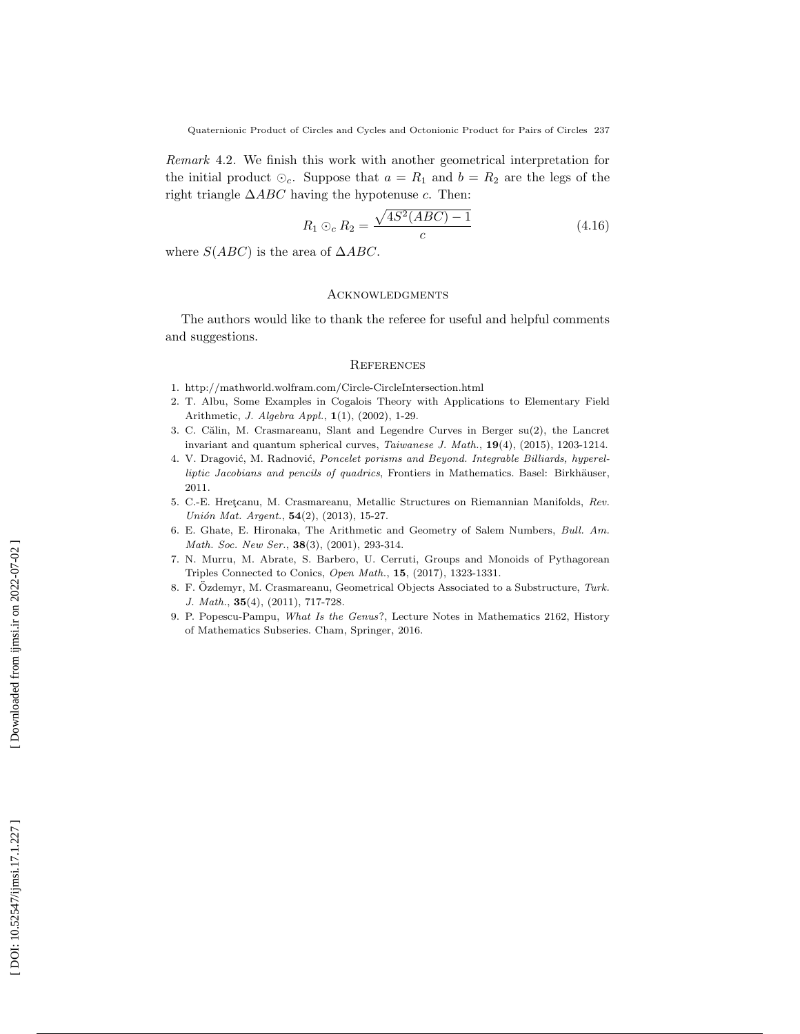*Remark* 4.2. We finish this work with another geometrical interpretation for the initial product $\odot_c$. Suppose that $a = R_1$ and $b = R_2$ are the legs of the right triangle $\Delta ABC$ having the hypotenuse $c$. Then:

$$R_1 \odot_c R_2 = \frac{\sqrt{4S^2(ABC) - 1}}{c} \tag{4.16}$$

where $S(ABC)$ is the area of $\Delta ABC$.

## Acknowledgments

The authors would like to thank the referee for useful and helpful comments and suggestions.

## References

1. http://mathworld.wolfram.com/Circle-CircleIntersection.html
2. T. Albu, Some Examples in Cogalois Theory with Applications to Elementary Field Arithmetic, *J. Algebra Appl.*, **1**(1), (2002), 1-29.
3. C. Călin, M. Crasmareanu, Slant and Legendre Curves in Berger su(2), the Lancret invariant and quantum spherical curves, *Taiwanese J. Math.*, **19**(4), (2015), 1203-1214.
4. V. Dragović, M. Radnović, *Poncelet porisms and Beyond. Integrable Billiards, hyperelliptic Jacobians and pencils of quadrics*, Frontiers in Mathematics. Basel: Birkhäuser, 2011.
5. C.-E. Hreţcanu, M. Crasmareanu, Metallic Structures on Riemannian Manifolds, *Rev. Unión Mat. Argent.*, **54**(2), (2013), 15-27.
6. E. Ghate, E. Hironaka, The Arithmetic and Geometry of Salem Numbers, *Bull. Am. Math. Soc. New Ser.*, **38**(3), (2001), 293-314.
7. N. Murru, M. Abrate, S. Barbero, U. Cerruti, Groups and Monoids of Pythagorean Triples Connected to Conics, *Open Math.*, **15**, (2017), 1323-1331.
8. F. Özdemyr, M. Crasmareanu, Geometrical Objects Associated to a Substructure, *Turk. J. Math.*, **35**(4), (2011), 717-728.
9. P. Popescu-Pampu, *What Is the Genus*?, Lecture Notes in Mathematics 2162, History of Mathematics Subseries. Cham, Springer, 2016.